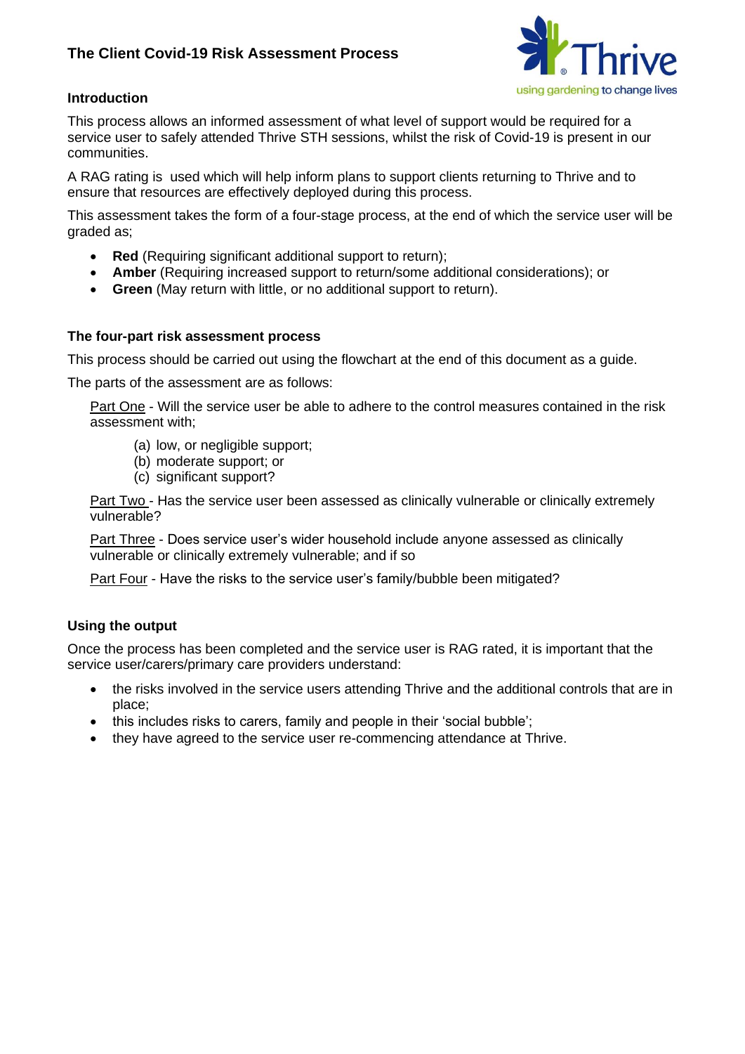# The Client Covid-19 Risk Assessment Process

## Introduction

This process allows an informed assessment of what level of support would be required for a service user to safely attended Thrive STH sessions, whilst the risk of Covid-19 is present in our communities.

A RAG rating is used which will help inform plans to support clients returning to Thrive and to ensure that resources are effectively deployed during this process.

This assessment takes the form of a four-stage process, at the end of which the service user will be graded as;

- **Red** (Requiring significant additional support to return);
- **Amber** (Requiring increased support to return/some additional considerations); or
- **Green** (May return with little, or no additional support to return).

## The four-part risk assessment process

This process should be carried out using the flowchart at the end of this document as a guide.

The parts of the assessment are as follows:

Part One - Will the service user be able to adhere to the control measures contained in the risk assessment with;

(a) low, or negligible support;
(b) moderate support; or
(c) significant support?

Part Two - Has the service user been assessed as clinically vulnerable or clinically extremely vulnerable?

Part Three - Does service user's wider household include anyone assessed as clinically vulnerable or clinically extremely vulnerable; and if so

Part Four - Have the risks to the service user's family/bubble been mitigated?

## Using the output

Once the process has been completed and the service user is RAG rated, it is important that the service user/carers/primary care providers understand:

- the risks involved in the service users attending Thrive and the additional controls that are in place;
- this includes risks to carers, family and people in their 'social bubble';
- they have agreed to the service user re-commencing attendance at Thrive.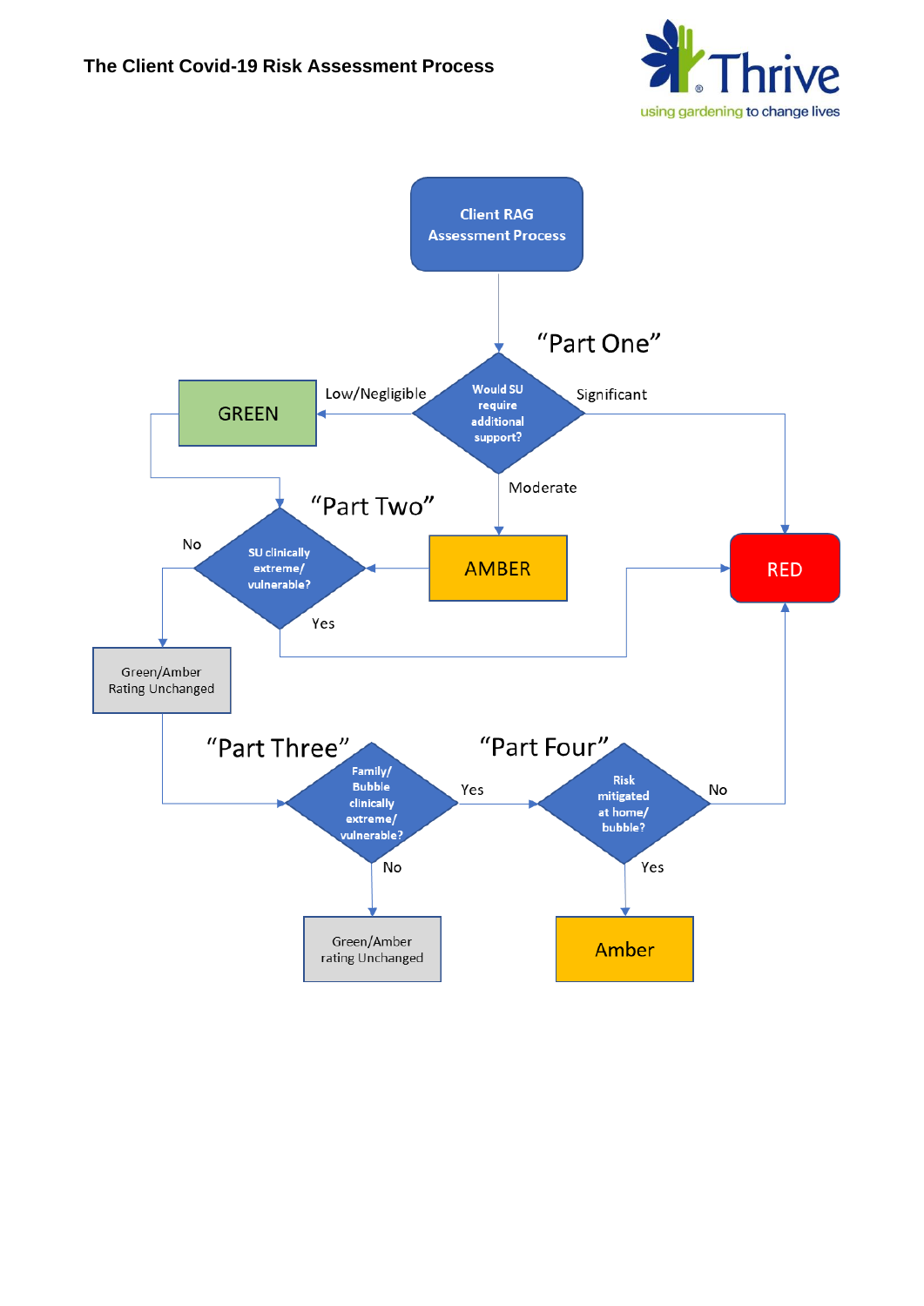# The Client Covid-19 Risk Assessment Process

Thrive
using gardening to change lives

Client RAG Assessment Process

"Part One"

Would SU require additional support?

Low/Negligible

GREEN

Significant

Moderate

"Part Two"

SU clinically extreme/ vulnerable?

No

Yes

AMBER

RED

Green/Amber Rating Unchanged

"Part Three"

Family/ Bubble clinically extreme/ vulnerable?

Yes

No

Green/Amber rating Unchanged

"Part Four"

Risk mitigated at home/ bubble?

No

Yes

Amber